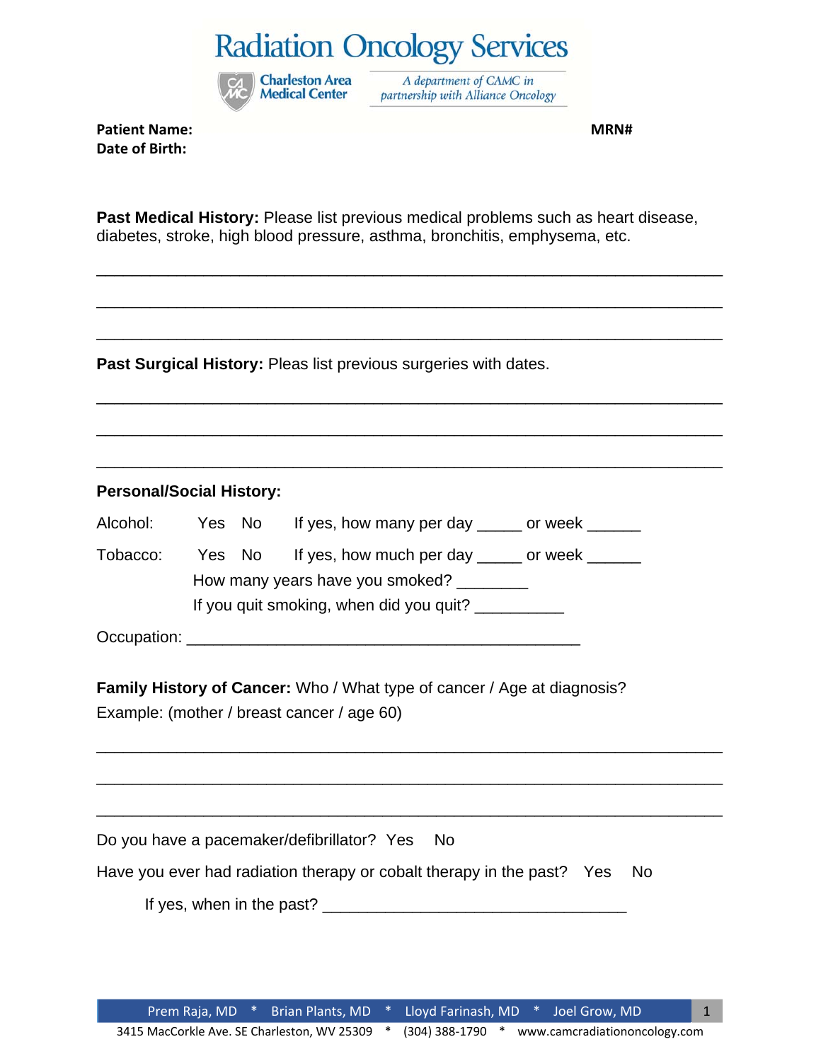# Radiation Oncology Services

Charleston Area Medical Center

*A department of CAMC in partnership with Alliance Oncology*

**Patient Name:** **MRN#**
**Date of Birth:**

**Past Medical History:** Please list previous medical problems such as heart disease, diabetes, stroke, high blood pressure, asthma, bronchitis, emphysema, etc.

_______________________________________________________________

_______________________________________________________________

_______________________________________________________________

**Past Surgical History:** Pleas list previous surgeries with dates.

_______________________________________________________________

_______________________________________________________________

_______________________________________________________________

**Personal/Social History:**

Alcohol: Yes No If yes, how many per day _____ or week ______

Tobacco: Yes No If yes, how much per day _____ or week ______

How many years have you smoked? ________

If you quit smoking, when did you quit? __________

Occupation: _____________________________________________

**Family History of Cancer:** Who / What type of cancer / Age at diagnosis?

Example: (mother / breast cancer / age 60)

_______________________________________________________________

_______________________________________________________________

_______________________________________________________________

Do you have a pacemaker/defibrillator? Yes No

Have you ever had radiation therapy or cobalt therapy in the past? Yes No

If yes, when in the past? ___________________________________

Prem Raja, MD * Brian Plants, MD * Lloyd Farinash, MD * Joel Grow, MD

3415 MacCorkle Ave. SE Charleston, WV 25309 * (304) 388-1790 * www.camcradiationoncology.com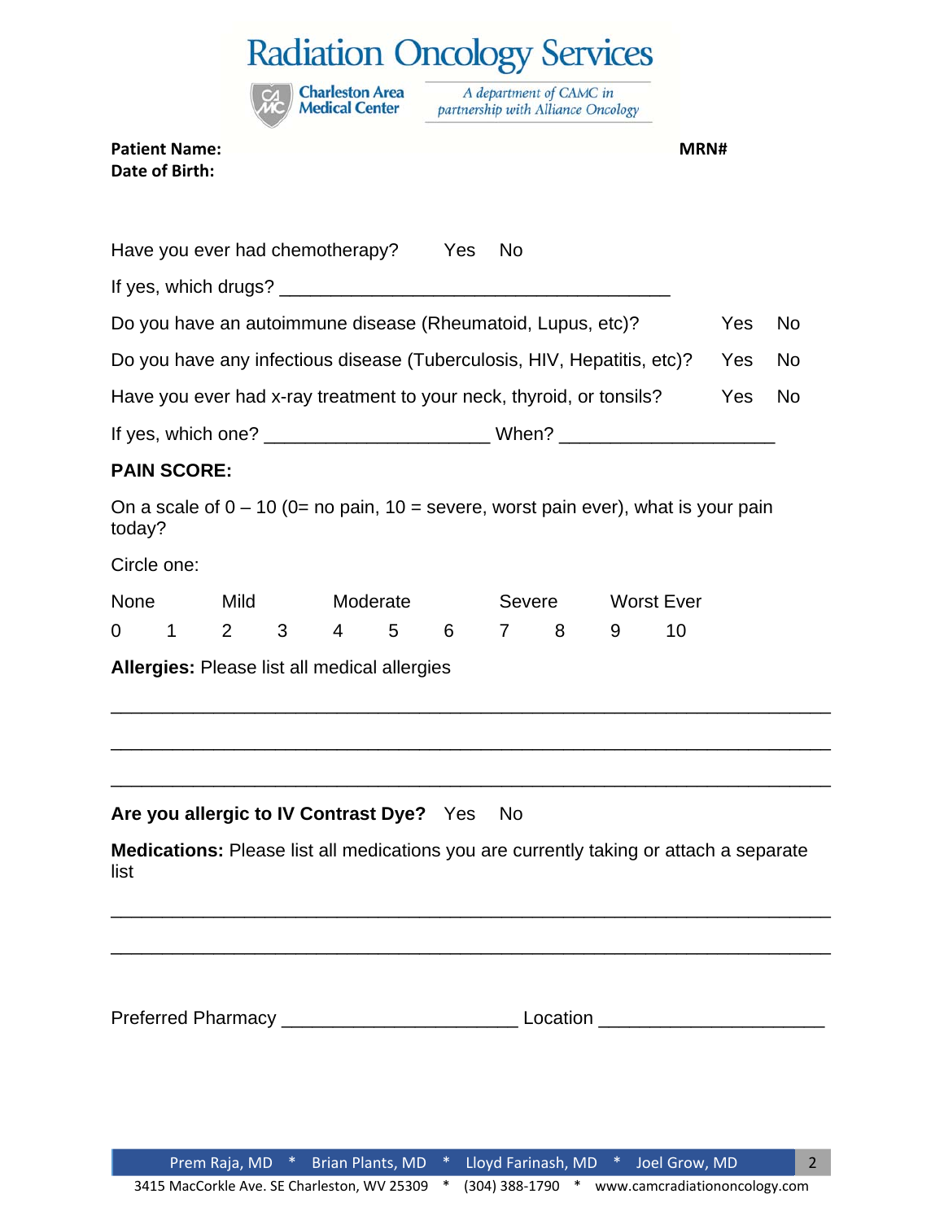# Radiation Oncology Services

Charleston Area Medical Center

*A department of CAMC in partnership with Alliance Oncology*

**Patient Name:** **MRN#**

**Date of Birth:**

Have you ever had chemotherapy? Yes No

If yes, which drugs? _______________________________________

Do you have an autoimmune disease (Rheumatoid, Lupus, etc)? Yes No

Do you have any infectious disease (Tuberculosis, HIV, Hepatitis, etc)? Yes No

Have you ever had x-ray treatment to your neck, thyroid, or tonsils? Yes No

If yes, which one? ______________________ When? _____________________

**PAIN SCORE:**

On a scale of 0 – 10 (0= no pain, 10 = severe, worst pain ever), what is your pain today?

Circle one:

| None | | Mild | | Moderate | | | Severe | | Worst Ever | |
|---|---|---|---|---|---|---|---|---|---|---|
| 0 | 1 | 2 | 3 | 4 | 5 | 6 | 7 | 8 | 9 | 10 |

**Allergies:** Please list all medical allergies

______________________________________________________________________

______________________________________________________________________

______________________________________________________________________

**Are you allergic to IV Contrast Dye?** Yes No

**Medications:** Please list all medications you are currently taking or attach a separate list

______________________________________________________________________

______________________________________________________________________

Preferred Pharmacy _______________________ Location ______________________

Prem Raja, MD * Brian Plants, MD * Lloyd Farinash, MD * Joel Grow, MD

3415 MacCorkle Ave. SE Charleston, WV 25309 * (304) 388-1790 * www.camcradiationoncology.com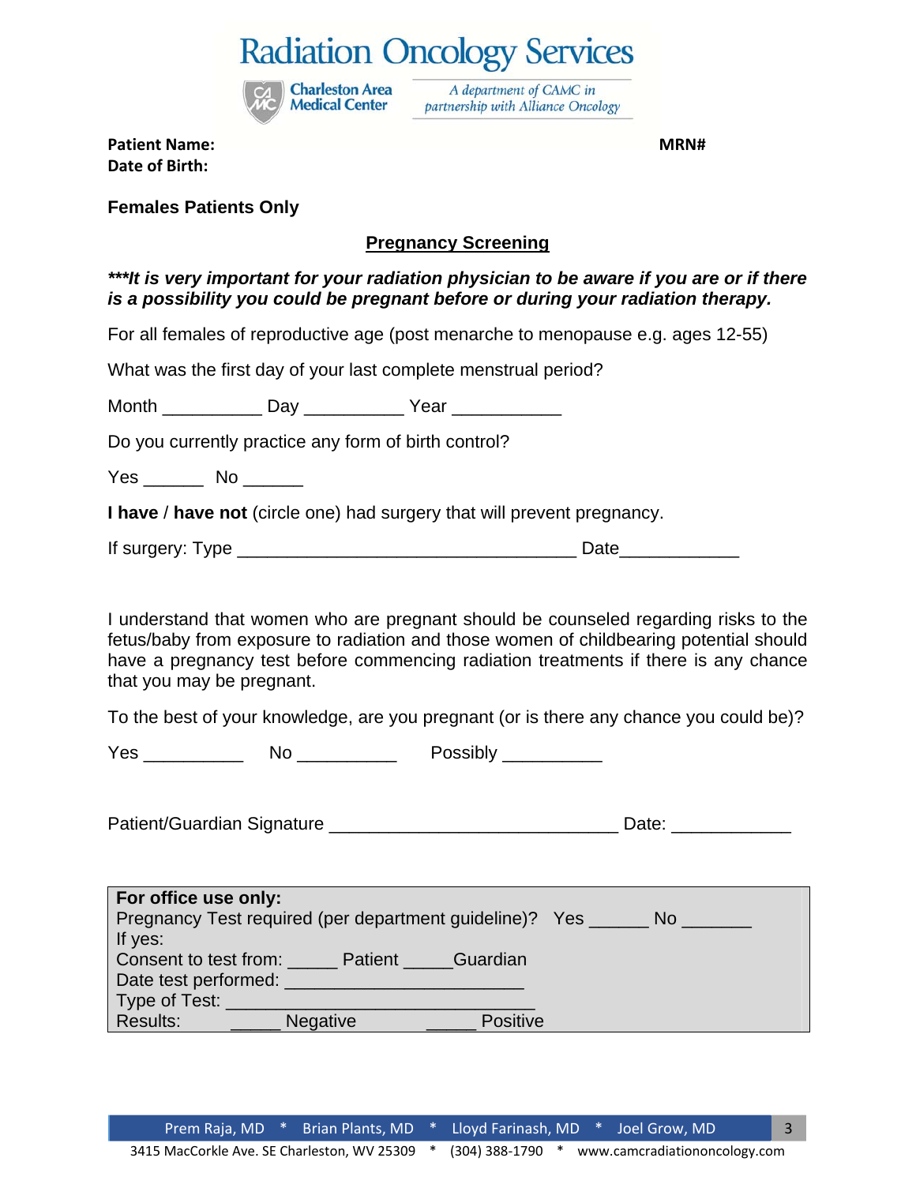# Radiation Oncology Services

**Charleston Area Medical Center**

*A department of CAMC in partnership with Alliance Oncology*

**Patient Name:** **MRN#**

**Date of Birth:**

**Females Patients Only**

## Pregnancy Screening

***\*\*\*It is very important for your radiation physician to be aware if you are or if there is a possibility you could be pregnant before or during your radiation therapy.***

For all females of reproductive age (post menarche to menopause e.g. ages 12-55)

What was the first day of your last complete menstrual period?

Month __________ Day __________ Year ___________

Do you currently practice any form of birth control?

Yes ______ No ______

**I have** / **have not** (circle one) had surgery that will prevent pregnancy.

If surgery: Type __________________________________ Date____________

I understand that women who are pregnant should be counseled regarding risks to the fetus/baby from exposure to radiation and those women of childbearing potential should have a pregnancy test before commencing radiation treatments if there is any chance that you may be pregnant.

To the best of your knowledge, are you pregnant (or is there any chance you could be)?

Yes __________ No __________ Possibly __________

Patient/Guardian Signature _____________________________ Date: ____________

**For office use only:**

Pregnancy Test required (per department guideline)? Yes ______ No _______

If yes:

Consent to test from: _____ Patient _____Guardian

Date test performed: ________________________

Type of Test: _______________________________

Results: _____ Negative _____ Positive

Prem Raja, MD * Brian Plants, MD * Lloyd Farinash, MD * Joel Grow, MD

3415 MacCorkle Ave. SE Charleston, WV 25309 * (304) 388-1790 * www.camcradiationoncology.com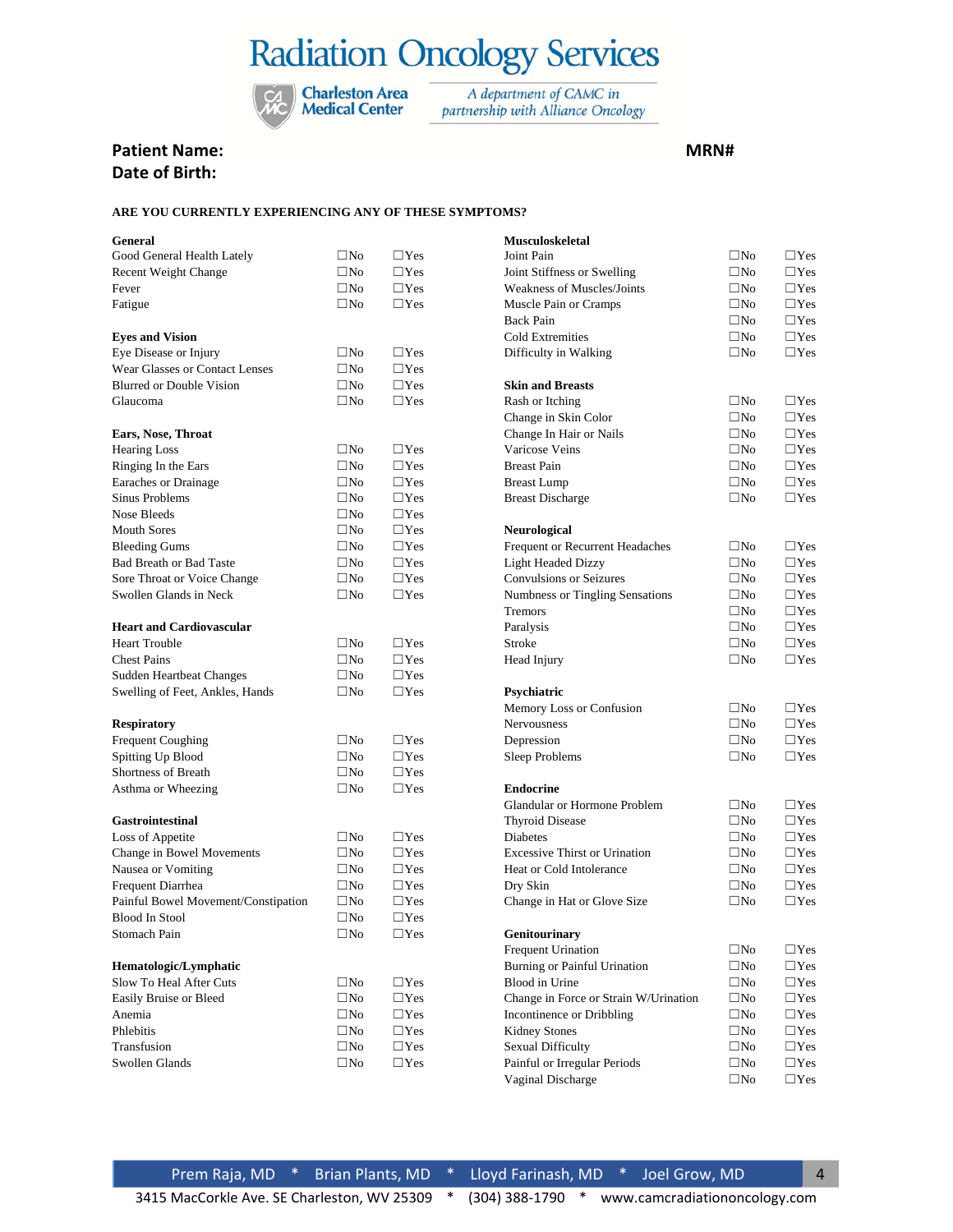# Radiation Oncology Services

**Charleston Area Medical Center**

*A department of CAMC in partnership with Alliance Oncology*

**Patient Name:** **MRN#**

**Date of Birth:**

**ARE YOU CURRENTLY EXPERIENCING ANY OF THESE SYMPTOMS?**

| **General** | | |
|---|---|---|
| Good General Health Lately | ☐No | ☐Yes |
| Recent Weight Change | ☐No | ☐Yes |
| Fever | ☐No | ☐Yes |
| Fatigue | ☐No | ☐Yes |
| **Eyes and Vision** | | |
| Eye Disease or Injury | ☐No | ☐Yes |
| Wear Glasses or Contact Lenses | ☐No | ☐Yes |
| Blurred or Double Vision | ☐No | ☐Yes |
| Glaucoma | ☐No | ☐Yes |
| **Ears, Nose, Throat** | | |
| Hearing Loss | ☐No | ☐Yes |
| Ringing In the Ears | ☐No | ☐Yes |
| Earaches or Drainage | ☐No | ☐Yes |
| Sinus Problems | ☐No | ☐Yes |
| Nose Bleeds | ☐No | ☐Yes |
| Mouth Sores | ☐No | ☐Yes |
| Bleeding Gums | ☐No | ☐Yes |
| Bad Breath or Bad Taste | ☐No | ☐Yes |
| Sore Throat or Voice Change | ☐No | ☐Yes |
| Swollen Glands in Neck | ☐No | ☐Yes |
| **Heart and Cardiovascular** | | |
| Heart Trouble | ☐No | ☐Yes |
| Chest Pains | ☐No | ☐Yes |
| Sudden Heartbeat Changes | ☐No | ☐Yes |
| Swelling of Feet, Ankles, Hands | ☐No | ☐Yes |
| **Respiratory** | | |
| Frequent Coughing | ☐No | ☐Yes |
| Spitting Up Blood | ☐No | ☐Yes |
| Shortness of Breath | ☐No | ☐Yes |
| Asthma or Wheezing | ☐No | ☐Yes |
| **Gastrointestinal** | | |
| Loss of Appetite | ☐No | ☐Yes |
| Change in Bowel Movements | ☐No | ☐Yes |
| Nausea or Vomiting | ☐No | ☐Yes |
| Frequent Diarrhea | ☐No | ☐Yes |
| Painful Bowel Movement/Constipation | ☐No | ☐Yes |
| Blood In Stool | ☐No | ☐Yes |
| Stomach Pain | ☐No | ☐Yes |
| **Hematologic/Lymphatic** | | |
| Slow To Heal After Cuts | ☐No | ☐Yes |
| Easily Bruise or Bleed | ☐No | ☐Yes |
| Anemia | ☐No | ☐Yes |
| Phlebitis | ☐No | ☐Yes |
| Transfusion | ☐No | ☐Yes |
| Swollen Glands | ☐No | ☐Yes |
| **Musculoskeletal** | | |
| Joint Pain | ☐No | ☐Yes |
| Joint Stiffness or Swelling | ☐No | ☐Yes |
| Weakness of Muscles/Joints | ☐No | ☐Yes |
| Muscle Pain or Cramps | ☐No | ☐Yes |
| Back Pain | ☐No | ☐Yes |
| Cold Extremities | ☐No | ☐Yes |
| Difficulty in Walking | ☐No | ☐Yes |
| **Skin and Breasts** | | |
| Rash or Itching | ☐No | ☐Yes |
| Change in Skin Color | ☐No | ☐Yes |
| Change In Hair or Nails | ☐No | ☐Yes |
| Varicose Veins | ☐No | ☐Yes |
| Breast Pain | ☐No | ☐Yes |
| Breast Lump | ☐No | ☐Yes |
| Breast Discharge | ☐No | ☐Yes |
| **Neurological** | | |
| Frequent or Recurrent Headaches | ☐No | ☐Yes |
| Light Headed Dizzy | ☐No | ☐Yes |
| Convulsions or Seizures | ☐No | ☐Yes |
| Numbness or Tingling Sensations | ☐No | ☐Yes |
| Tremors | ☐No | ☐Yes |
| Paralysis | ☐No | ☐Yes |
| Stroke | ☐No | ☐Yes |
| Head Injury | ☐No | ☐Yes |
| **Psychiatric** | | |
| Memory Loss or Confusion | ☐No | ☐Yes |
| Nervousness | ☐No | ☐Yes |
| Depression | ☐No | ☐Yes |
| Sleep Problems | ☐No | ☐Yes |
| **Endocrine** | | |
| Glandular or Hormone Problem | ☐No | ☐Yes |
| Thyroid Disease | ☐No | ☐Yes |
| Diabetes | ☐No | ☐Yes |
| Excessive Thirst or Urination | ☐No | ☐Yes |
| Heat or Cold Intolerance | ☐No | ☐Yes |
| Dry Skin | ☐No | ☐Yes |
| Change in Hat or Glove Size | ☐No | ☐Yes |
| **Genitourinary** | | |
| Frequent Urination | ☐No | ☐Yes |
| Burning or Painful Urination | ☐No | ☐Yes |
| Blood in Urine | ☐No | ☐Yes |
| Change in Force or Strain W/Urination | ☐No | ☐Yes |
| Incontinence or Dribbling | ☐No | ☐Yes |
| Kidney Stones | ☐No | ☐Yes |
| Sexual Difficulty | ☐No | ☐Yes |
| Painful or Irregular Periods | ☐No | ☐Yes |
| Vaginal Discharge | ☐No | ☐Yes |

Prem Raja, MD * Brian Plants, MD * Lloyd Farinash, MD * Joel Grow, MD

3415 MacCorkle Ave. SE Charleston, WV 25309 * (304) 388-1790 * www.camcradiationoncology.com